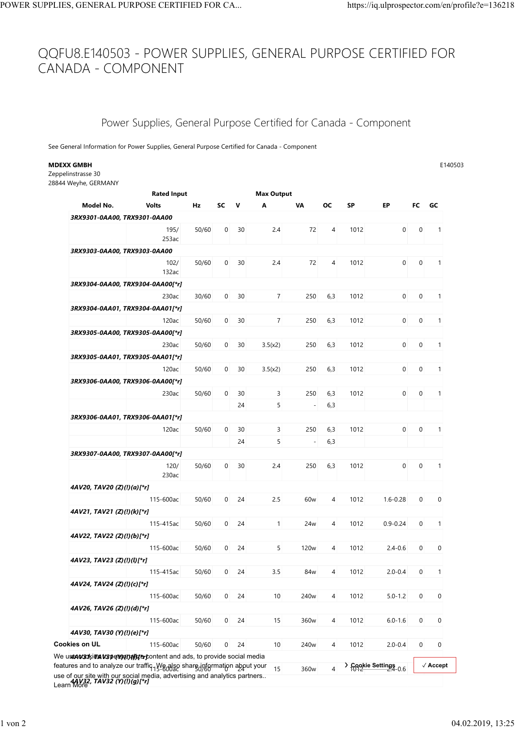# QQFU8.E140503 - POWER SUPPLIES, GENERAL PURPOSE CERTIFIED FOR CANADA - COMPONENT

## Power Supplies, General Purpose Certified for Canada - Component

See General Information for Power Supplies, General Purpose Certified for Canada - Component

**MDEXX GMBH**
Zeppelinstrasse 30
28844 Weyhe, GERMANY

E140503

| | Rated Input | | | Max Output | | | | | | | |
|---|---|---|---|---|---|---|---|---|---|---|---|
| **Model No.** | **Volts** | **Hz** | **SC** | **V** | **A** | **VA** | **OC** | **SP** | **EP** | **FC** | **GC** |
| ***3RX9301-0AA00, TRX9301-0AA00*** | | | | | | | | | | | |
| | 195/ 253ac | 50/60 | 0 | 30 | 2.4 | 72 | 4 | 1012 | 0 | 0 | 1 |
| ***3RX9303-0AA00, TRX9303-0AA00*** | | | | | | | | | | | |
| | 102/ 132ac | 50/60 | 0 | 30 | 2.4 | 72 | 4 | 1012 | 0 | 0 | 1 |
| ***3RX9304-0AA00, TRX9304-0AA00[*r]*** | | | | | | | | | | | |
| | 230ac | 30/60 | 0 | 30 | 7 | 250 | 6,3 | 1012 | 0 | 0 | 1 |
| ***3RX9304-0AA01, TRX9304-0AA01[*r]*** | | | | | | | | | | | |
| | 120ac | 50/60 | 0 | 30 | 7 | 250 | 6,3 | 1012 | 0 | 0 | 1 |
| ***3RX9305-0AA00, TRX9305-0AA00[*r]*** | | | | | | | | | | | |
| | 230ac | 50/60 | 0 | 30 | 3.5(x2) | 250 | 6,3 | 1012 | 0 | 0 | 1 |
| ***3RX9305-0AA01, TRX9305-0AA01[*r]*** | | | | | | | | | | | |
| | 120ac | 50/60 | 0 | 30 | 3.5(x2) | 250 | 6,3 | 1012 | 0 | 0 | 1 |
| ***3RX9306-0AA00, TRX9306-0AA00[*r]*** | | | | | | | | | | | |
| | 230ac | 50/60 | 0 | 30 | 3 | 250 | 6,3 | 1012 | 0 | 0 | 1 |
| | | | | 24 | 5 | - | 6,3 | | | | |
| ***3RX9306-0AA01, TRX9306-0AA01[*r]*** | | | | | | | | | | | |
| | 120ac | 50/60 | 0 | 30 | 3 | 250 | 6,3 | 1012 | 0 | 0 | 1 |
| | | | | 24 | 5 | - | 6,3 | | | | |
| ***3RX9307-0AA00, TRX9307-0AA00[*r]*** | | | | | | | | | | | |
| | 120/ 230ac | 50/60 | 0 | 30 | 2.4 | 250 | 6,3 | 1012 | 0 | 0 | 1 |
| ***4AV20, TAV20 (Z)(!)(a)[*r]*** | | | | | | | | | | | |
| | 115-600ac | 50/60 | 0 | 24 | 2.5 | 60w | 4 | 1012 | 1.6-0.28 | 0 | 0 |
| ***4AV21, TAV21 (Z)(!)(k)[*r]*** | | | | | | | | | | | |
| | 115-415ac | 50/60 | 0 | 24 | 1 | 24w | 4 | 1012 | 0.9-0.24 | 0 | 1 |
| ***4AV22, TAV22 (Z)(!)(b)[*r]*** | | | | | | | | | | | |
| | 115-600ac | 50/60 | 0 | 24 | 5 | 120w | 4 | 1012 | 2.4-0.6 | 0 | 0 |
| ***4AV23, TAV23 (Z)(!)(l)[*r]*** | | | | | | | | | | | |
| | 115-415ac | 50/60 | 0 | 24 | 3.5 | 84w | 4 | 1012 | 2.0-0.4 | 0 | 1 |
| ***4AV24, TAV24 (Z)(!)(c)[*r]*** | | | | | | | | | | | |
| | 115-600ac | 50/60 | 0 | 24 | 10 | 240w | 4 | 1012 | 5.0-1.2 | 0 | 0 |
| ***4AV26, TAV26 (Z)(!)(d)[*r]*** | | | | | | | | | | | |
| | 115-600ac | 50/60 | 0 | 24 | 15 | 360w | 4 | 1012 | 6.0-1.6 | 0 | 0 |
| ***4AV30, TAV30 (Y)(!)(e)[*r]*** | | | | | | | | | | | |
| | 115-600ac | 50/60 | 0 | 24 | 10 | 240w | 4 | 1012 | 2.0-0.4 | 0 | 0 |
| ***4AV31, TAV31 (Y)(!)(f)[*r]*** | | | | | | | | | | | |
| | 115-600ac | 50/60 | 0 | 24 | 15 | 360w | 4 | 1012 | 2.4-0.6 | | |
| ***4AV32, TAV32 (Y)(!)(g)[*r]*** | | | | | | | | | | | |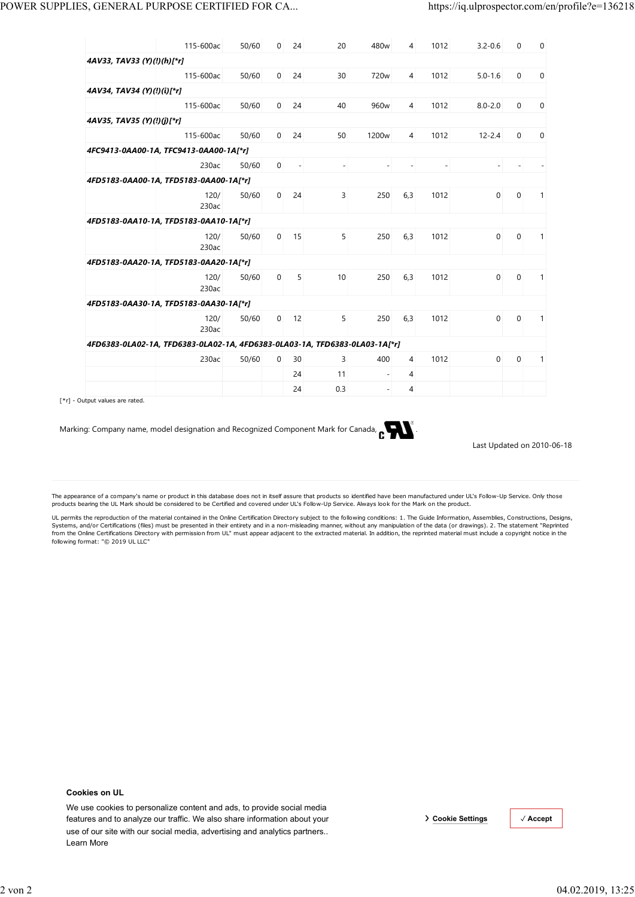| | | | | | | | | | | | | |
|---|---|---|---|---|---|---|---|---|---|---|---|---|
| | 115-600ac | 50/60 | 0 | 24 | 20 | 480w | 4 | 1012 | 3.2-0.6 | 0 | 0 |
| ***4AV33, TAV33 (Y)(!)(h)[*r]*** | | | | | | | | | | | |
| | 115-600ac | 50/60 | 0 | 24 | 30 | 720w | 4 | 1012 | 5.0-1.6 | 0 | 0 |
| ***4AV34, TAV34 (Y)(!)(i)[*r]*** | | | | | | | | | | | |
| | 115-600ac | 50/60 | 0 | 24 | 40 | 960w | 4 | 1012 | 8.0-2.0 | 0 | 0 |
| ***4AV35, TAV35 (Y)(!)(j)[*r]*** | | | | | | | | | | | |
| | 115-600ac | 50/60 | 0 | 24 | 50 | 1200w | 4 | 1012 | 12-2.4 | 0 | 0 |
| ***4FC9413-0AA00-1A, TFC9413-0AA00-1A[*r]*** | | | | | | | | | | | |
| | 230ac | 50/60 | 0 | - | - | - | - | - | - | - | - |
| ***4FD5183-0AA00-1A, TFD5183-0AA00-1A[*r]*** | | | | | | | | | | | |
| | 120/ 230ac | 50/60 | 0 | 24 | 3 | 250 | 6,3 | 1012 | 0 | 0 | 1 |
| ***4FD5183-0AA10-1A, TFD5183-0AA10-1A[*r]*** | | | | | | | | | | | |
| | 120/ 230ac | 50/60 | 0 | 15 | 5 | 250 | 6,3 | 1012 | 0 | 0 | 1 |
| ***4FD5183-0AA20-1A, TFD5183-0AA20-1A[*r]*** | | | | | | | | | | | |
| | 120/ 230ac | 50/60 | 0 | 5 | 10 | 250 | 6,3 | 1012 | 0 | 0 | 1 |
| ***4FD5183-0AA30-1A, TFD5183-0AA30-1A[*r]*** | | | | | | | | | | | |
| | 120/ 230ac | 50/60 | 0 | 12 | 5 | 250 | 6,3 | 1012 | 0 | 0 | 1 |
| ***4FD6383-0LA02-1A, TFD6383-0LA02-1A, 4FD6383-0LA03-1A, TFD6383-0LA03-1A[*r]*** | | | | | | | | | | | |
| | 230ac | 50/60 | 0 | 30 | 3 | 400 | 4 | 1012 | 0 | 0 | 1 |
| | | | | 24 | 11 | - | 4 | | | | |
| | | | | 24 | 0.3 | - | 4 | | | | |

[*r] - Output values are rated.

Marking: Company name, model designation and Recognized Component Mark for Canada, cRU.

Last Updated on 2010-06-18

The appearance of a company's name or product in this database does not in itself assure that products so identified have been manufactured under UL's Follow-Up Service. Only those products bearing the UL Mark should be considered to be Certified and covered under UL's Follow-Up Service. Always look for the Mark on the product.

UL permits the reproduction of the material contained in the Online Certification Directory subject to the following conditions: 1. The Guide Information, Assemblies, Constructions, Designs, Systems, and/or Certifications (files) must be presented in their entirety and in a non-misleading manner, without any manipulation of the data (or drawings). 2. The statement "Reprinted from the Online Certifications Directory with permission from UL" must appear adjacent to the extracted material. In addition, the reprinted material must include a copyright notice in the following format: "© 2019 UL LLC"

**Cookies on UL**

We use cookies to personalize content and ads, to provide social media features and to analyze our traffic. We also share information about your use of our site with our social media, advertising and analytics partners.. Learn More

› Cookie Settings

√ Accept